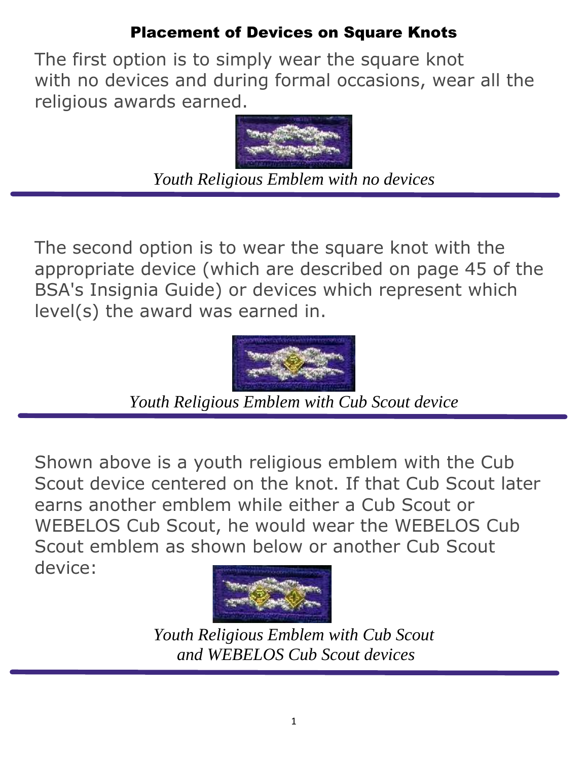# Placement of Devices on Square Knots

The first option is to simply wear the square knot with no devices and during formal occasions, wear all the religious awards earned.

*Youth Religious Emblem with no devices*

---

The second option is to wear the square knot with the appropriate device (which are described on page 45 of the BSA's Insignia Guide) or devices which represent which level(s) the award was earned in.

*Youth Religious Emblem with Cub Scout device*

---

Shown above is a youth religious emblem with the Cub Scout device centered on the knot. If that Cub Scout later earns another emblem while either a Cub Scout or WEBELOS Cub Scout, he would wear the WEBELOS Cub Scout emblem as shown below or another Cub Scout device:

*Youth Religious Emblem with Cub Scout and WEBELOS Cub Scout devices*

---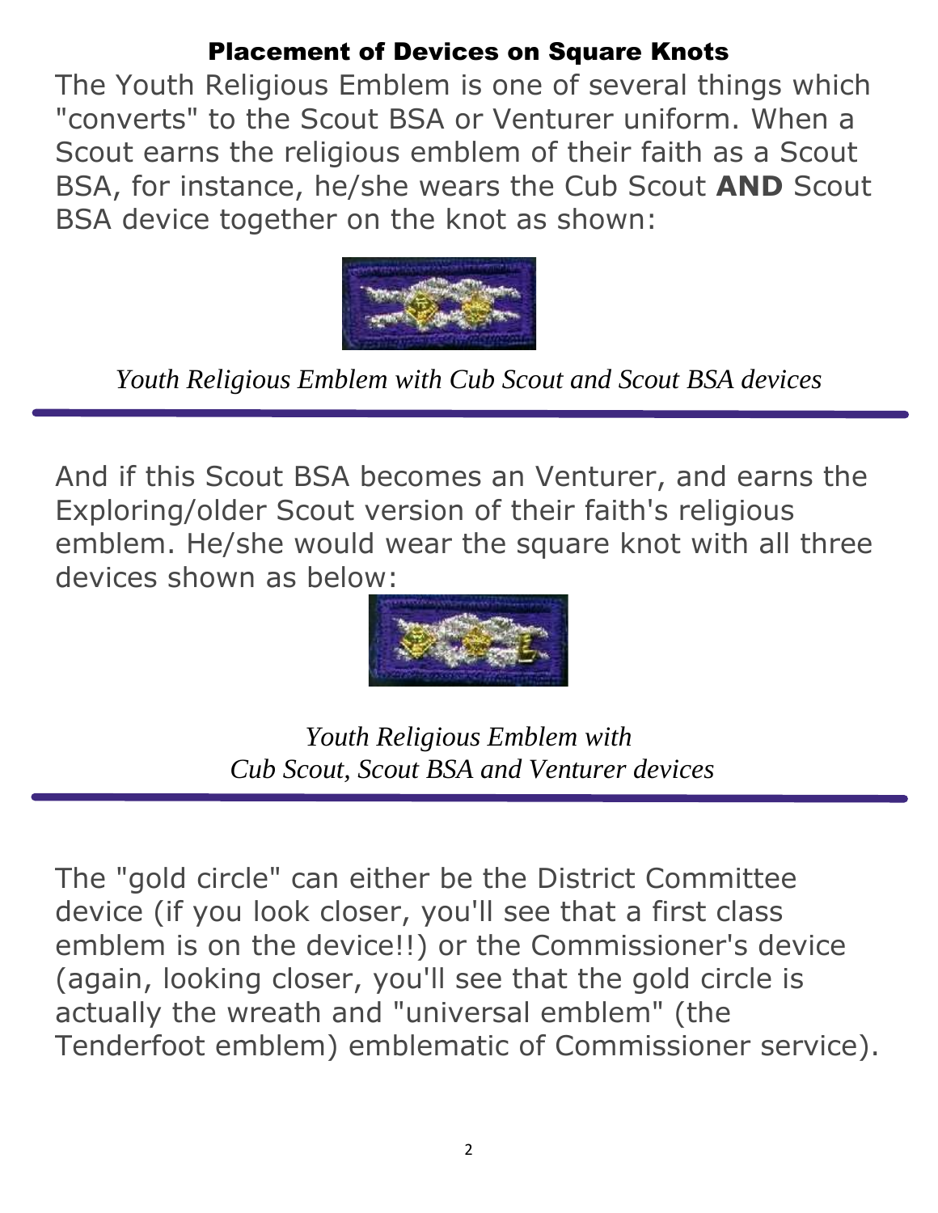## Placement of Devices on Square Knots

The Youth Religious Emblem is one of several things which "converts" to the Scout BSA or Venturer uniform. When a Scout earns the religious emblem of their faith as a Scout BSA, for instance, he/she wears the Cub Scout **AND** Scout BSA device together on the knot as shown:

*Youth Religious Emblem with Cub Scout and Scout BSA devices*

---

And if this Scout BSA becomes an Venturer, and earns the Exploring/older Scout version of their faith's religious emblem. He/she would wear the square knot with all three devices shown as below:

*Youth Religious Emblem with*
*Cub Scout, Scout BSA and Venturer devices*

---

The "gold circle" can either be the District Committee device (if you look closer, you'll see that a first class emblem is on the device!!) or the Commissioner's device (again, looking closer, you'll see that the gold circle is actually the wreath and "universal emblem" (the Tenderfoot emblem) emblematic of Commissioner service).